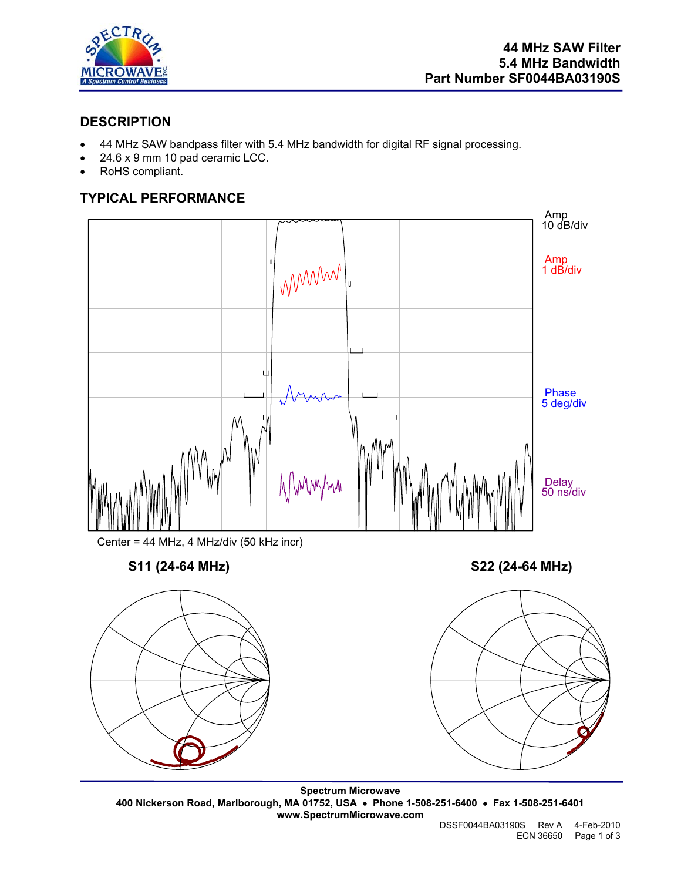# 44 MHz SAW Filter
# 5.4 MHz Bandwidth
# Part Number SF0044BA03190S

## DESCRIPTION

- 44 MHz SAW bandpass filter with 5.4 MHz bandwidth for digital RF signal processing.
- 24.6 x 9 mm 10 pad ceramic LCC.
- RoHS compliant.

## TYPICAL PERFORMANCE

Amp 10 dB/div

Amp 1 dB/div

Phase 5 deg/div

Delay 50 ns/div

Center = 44 MHz, 4 MHz/div (50 kHz incr)

**S11 (24-64 MHz)**

**S22 (24-64 MHz)**

**Spectrum Microwave**
**400 Nickerson Road, Marlborough, MA 01752, USA • Phone 1-508-251-6400 • Fax 1-508-251-6401**
**www.SpectrumMicrowave.com**

DSSF0044BA03190S Rev A 4-Feb-2010
ECN 36650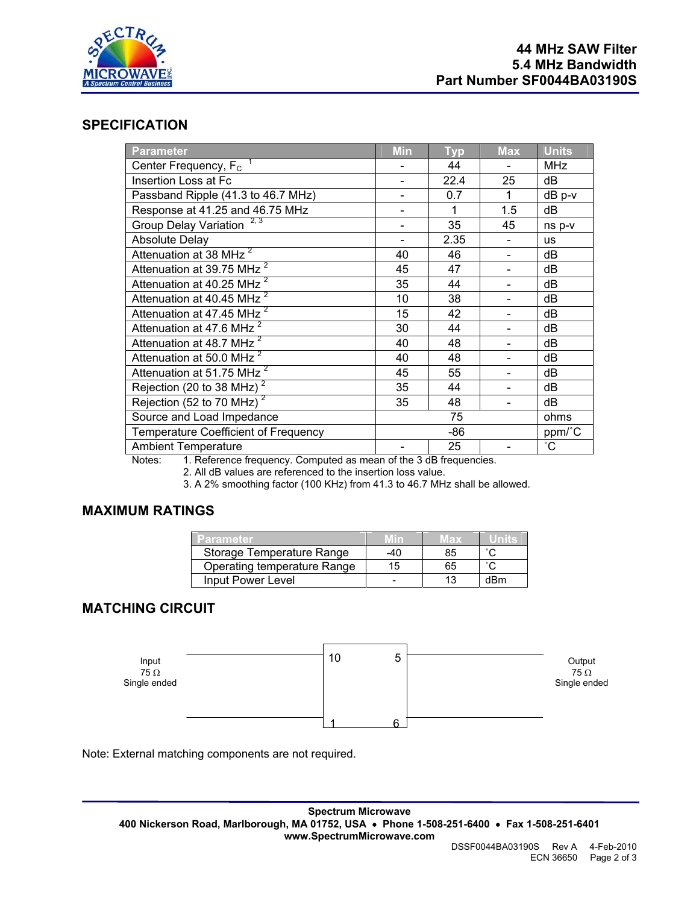# 44 MHz SAW Filter
## 5.4 MHz Bandwidth
## Part Number SF0044BA03190S

## SPECIFICATION

| Parameter | Min | Typ | Max | Units |
|---|---|---|---|---|
| Center Frequency, $F_C$ [1] | - | 44 | - | MHz |
| Insertion Loss at Fc | - | 22.4 | 25 | dB |
| Passband Ripple (41.3 to 46.7 MHz) | - | 0.7 | 1 | dB p-v |
| Response at 41.25 and 46.75 MHz | - | 1 | 1.5 | dB |
| Group Delay Variation [2, 3] | - | 35 | 45 | ns p-v |
| Absolute Delay | - | 2.35 | - | us |
| Attenuation at 38 MHz [2] | 40 | 46 | - | dB |
| Attenuation at 39.75 MHz [2] | 45 | 47 | - | dB |
| Attenuation at 40.25 MHz [2] | 35 | 44 | - | dB |
| Attenuation at 40.45 MHz [2] | 10 | 38 | - | dB |
| Attenuation at 47.45 MHz [2] | 15 | 42 | - | dB |
| Attenuation at 47.6 MHz [2] | 30 | 44 | - | dB |
| Attenuation at 48.7 MHz [2] | 40 | 48 | - | dB |
| Attenuation at 50.0 MHz [2] | 40 | 48 | - | dB |
| Attenuation at 51.75 MHz [2] | 45 | 55 | - | dB |
| Rejection (20 to 38 MHz) [2] | 35 | 44 | - | dB |
| Rejection (52 to 70 MHz) [2] | 35 | 48 | - | dB |
| Source and Load Impedance | | 75 | | ohms |
| Temperature Coefficient of Frequency | | -86 | | ppm/˚C |
| Ambient Temperature | - | 25 | - | ˚C |

Notes:
1. Reference frequency. Computed as mean of the 3 dB frequencies.
2. All dB values are referenced to the insertion loss value.
3. A 2% smoothing factor (100 KHz) from 41.3 to 46.7 MHz shall be allowed.

## MAXIMUM RATINGS

| Parameter | Min | Max | Units |
|---|---|---|---|
| Storage Temperature Range | -40 | 85 | ˚C |
| Operating temperature Range | 15 | 65 | ˚C |
| Input Power Level | - | 13 | dBm |

## MATCHING CIRCUIT

Input 75 Ω Single ended — pins 10, 1 | pins 5, 6 — Output 75 Ω Single ended

Note: External matching components are not required.

**Spectrum Microwave**
**400 Nickerson Road, Marlborough, MA 01752, USA • Phone 1-508-251-6400 • Fax 1-508-251-6401**
**www.SpectrumMicrowave.com**

DSSF0044BA03190S Rev A 4-Feb-2010
ECN 36650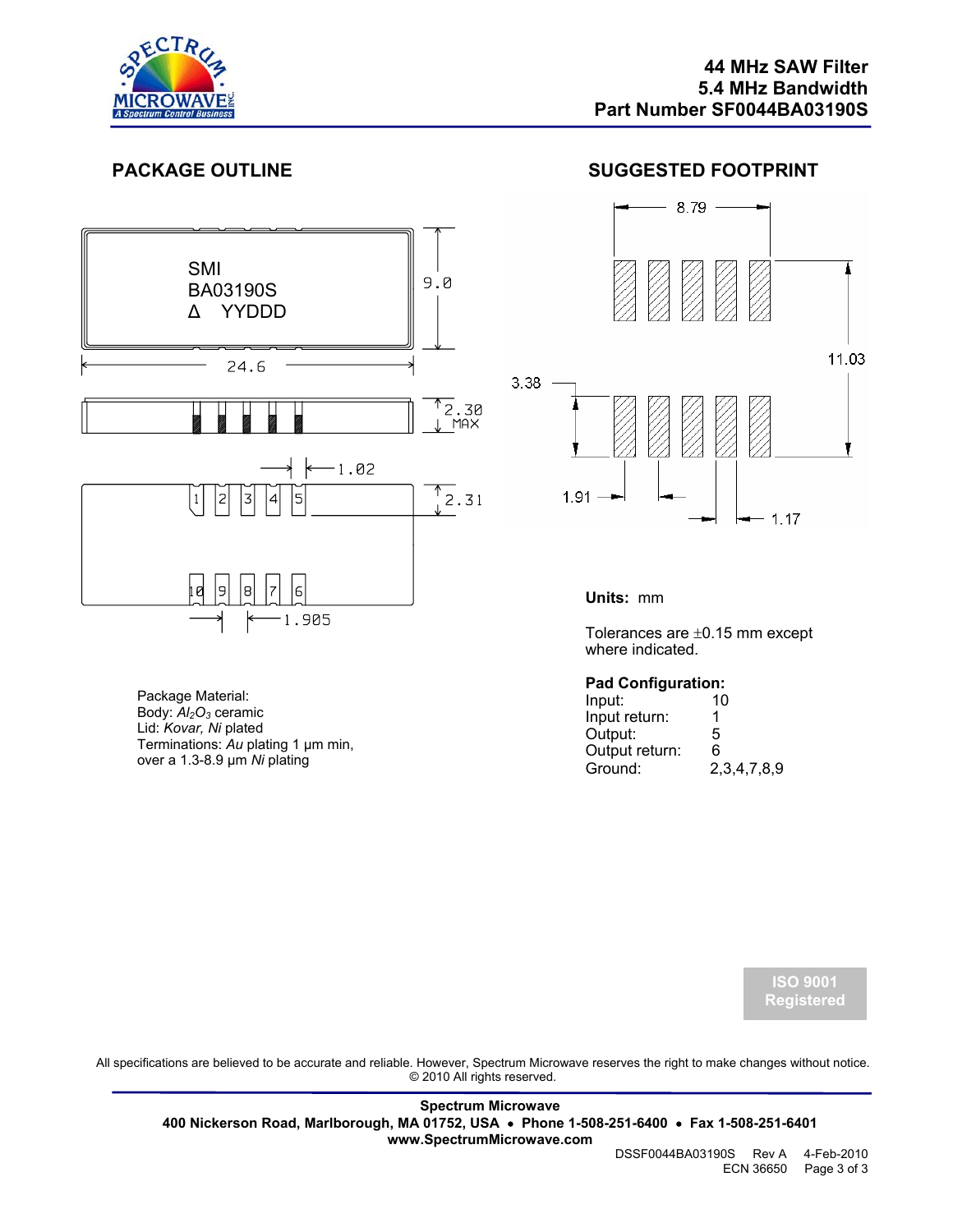# 44 MHz SAW Filter
## 5.4 MHz Bandwidth
## Part Number SF0044BA03190S

## PACKAGE OUTLINE

SMI
BA03190S
Δ YYDDD

9.0

24.6

2.30
MAX

1.02

2.31

1.905

1 2 3 4 5

10 9 8 7 6

## SUGGESTED FOOTPRINT

8.79

11.03

3.38

1.91

1.17

Package Material:
Body: $Al_2O_3$ ceramic
Lid: *Kovar, Ni* plated
Terminations: *Au* plating 1 µm min, over a 1.3-8.9 µm *Ni* plating

**Units:** mm

Tolerances are ±0.15 mm except where indicated.

**Pad Configuration:**

| | |
|---|---|
| Input: | 10 |
| Input return: | 1 |
| Output: | 5 |
| Output return: | 6 |
| Ground: | 2,3,4,7,8,9 |

ISO 9001
Registered

All specifications are believed to be accurate and reliable. However, Spectrum Microwave reserves the right to make changes without notice.
© 2010 All rights reserved.

**Spectrum Microwave**
**400 Nickerson Road, Marlborough, MA 01752, USA • Phone 1-508-251-6400 • Fax 1-508-251-6401**
**www.SpectrumMicrowave.com**

DSSF0044BA03190S Rev A 4-Feb-2010
ECN 36650